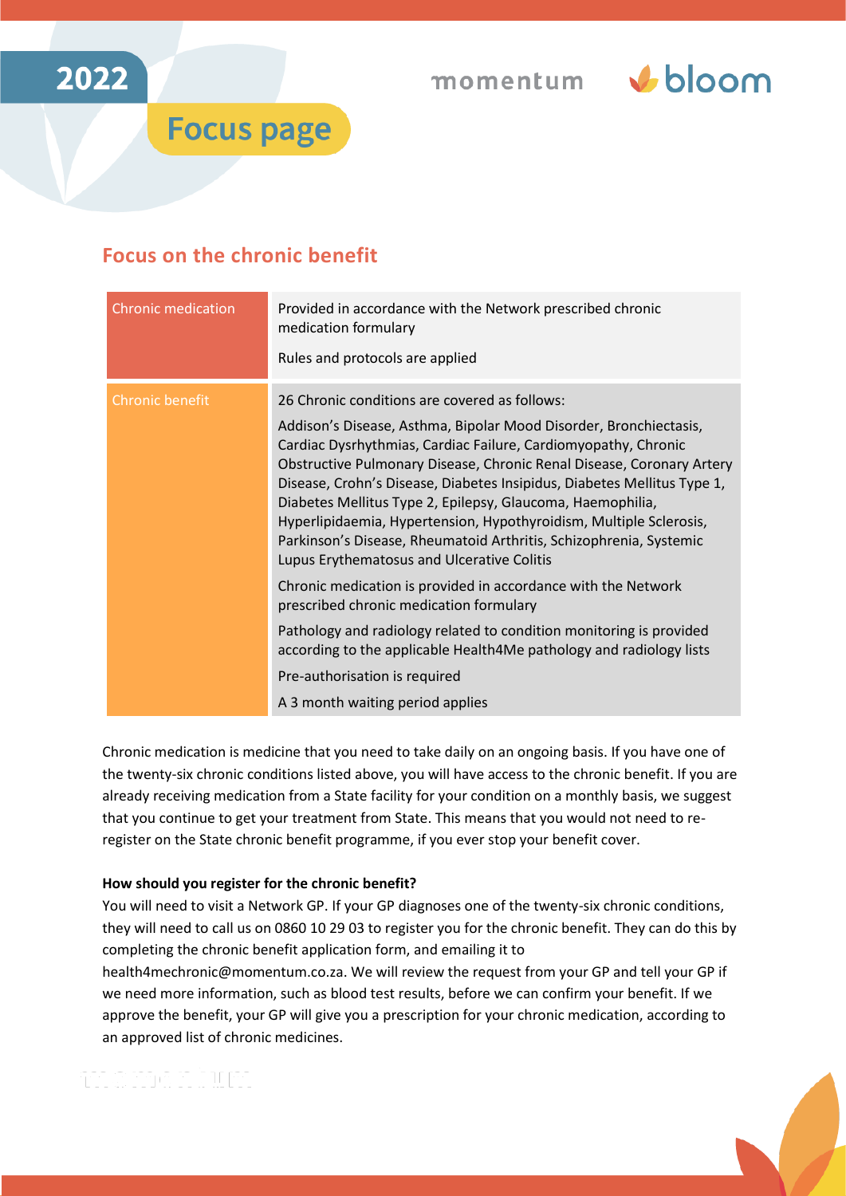2022

momentum bloom

# Focus page

## Focus on the chronic benefit

| | |
|---|---|
| Chronic medication | Provided in accordance with the Network prescribed chronic medication formulary<br><br>Rules and protocols are applied |
| Chronic benefit | 26 Chronic conditions are covered as follows:<br><br>Addison's Disease, Asthma, Bipolar Mood Disorder, Bronchiectasis, Cardiac Dysrhythmias, Cardiac Failure, Cardiomyopathy, Chronic Obstructive Pulmonary Disease, Chronic Renal Disease, Coronary Artery Disease, Crohn's Disease, Diabetes Insipidus, Diabetes Mellitus Type 1, Diabetes Mellitus Type 2, Epilepsy, Glaucoma, Haemophilia, Hyperlipidaemia, Hypertension, Hypothyroidism, Multiple Sclerosis, Parkinson's Disease, Rheumatoid Arthritis, Schizophrenia, Systemic Lupus Erythematosus and Ulcerative Colitis<br><br>Chronic medication is provided in accordance with the Network prescribed chronic medication formulary<br><br>Pathology and radiology related to condition monitoring is provided according to the applicable Health4Me pathology and radiology lists<br><br>Pre-authorisation is required<br><br>A 3 month waiting period applies |

Chronic medication is medicine that you need to take daily on an ongoing basis. If you have one of the twenty-six chronic conditions listed above, you will have access to the chronic benefit. If you are already receiving medication from a State facility for your condition on a monthly basis, we suggest that you continue to get your treatment from State. This means that you would not need to re-register on the State chronic benefit programme, if you ever stop your benefit cover.

**How should you register for the chronic benefit?**

You will need to visit a Network GP. If your GP diagnoses one of the twenty-six chronic conditions, they will need to call us on 0860 10 29 03 to register you for the chronic benefit. They can do this by completing the chronic benefit application form, and emailing it to health4mechronic@momentum.co.za. We will review the request from your GP and tell your GP if we need more information, such as blood test results, before we can confirm your benefit. If we approve the benefit, your GP will give you a prescription for your chronic medication, according to an approved list of chronic medicines.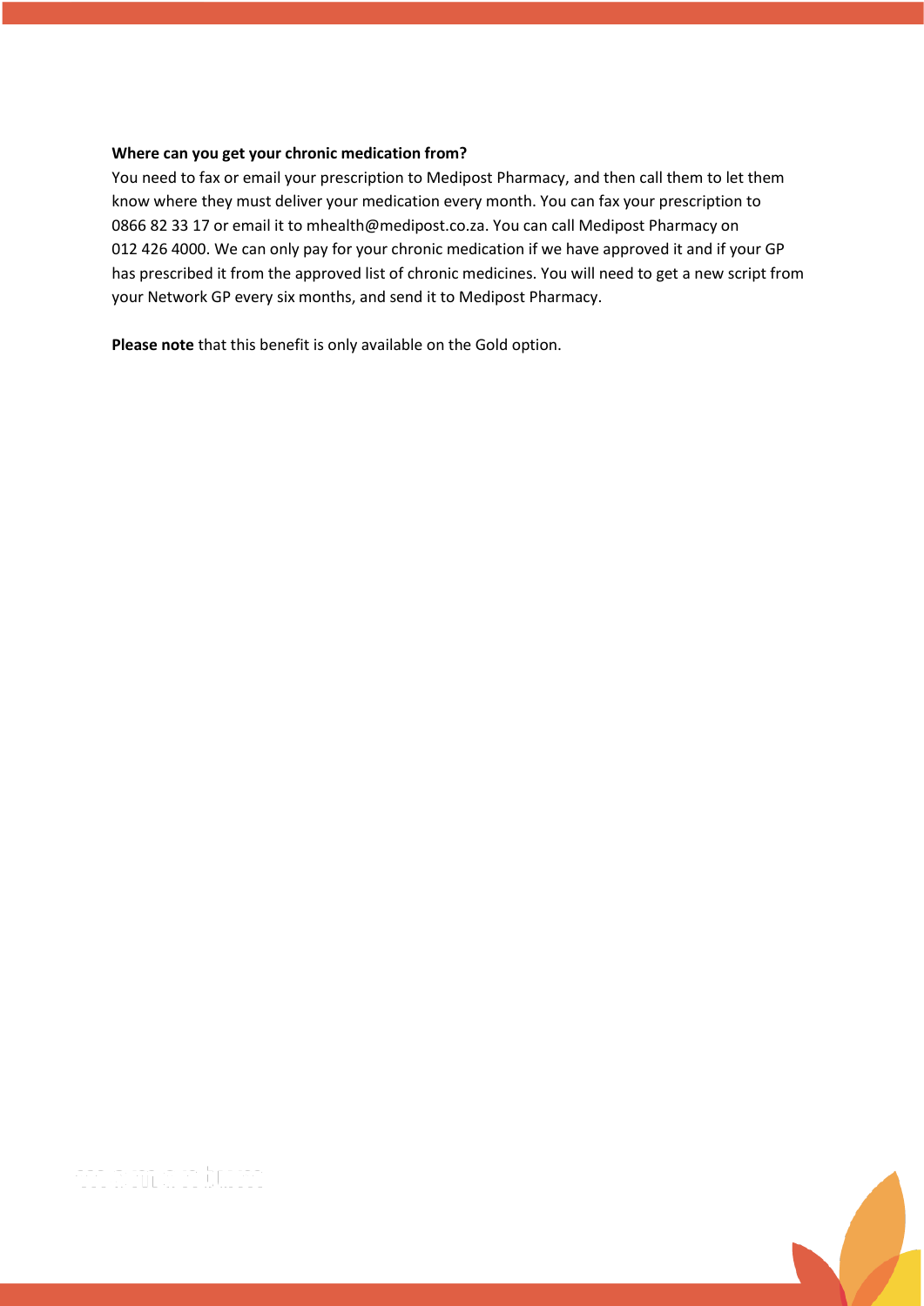**Where can you get your chronic medication from?**

You need to fax or email your prescription to Medipost Pharmacy, and then call them to let them know where they must deliver your medication every month. You can fax your prescription to 0866 82 33 17 or email it to mhealth@medipost.co.za. You can call Medipost Pharmacy on 012 426 4000. We can only pay for your chronic medication if we have approved it and if your GP has prescribed it from the approved list of chronic medicines. You will need to get a new script from your Network GP every six months, and send it to Medipost Pharmacy.

**Please note** that this benefit is only available on the Gold option.